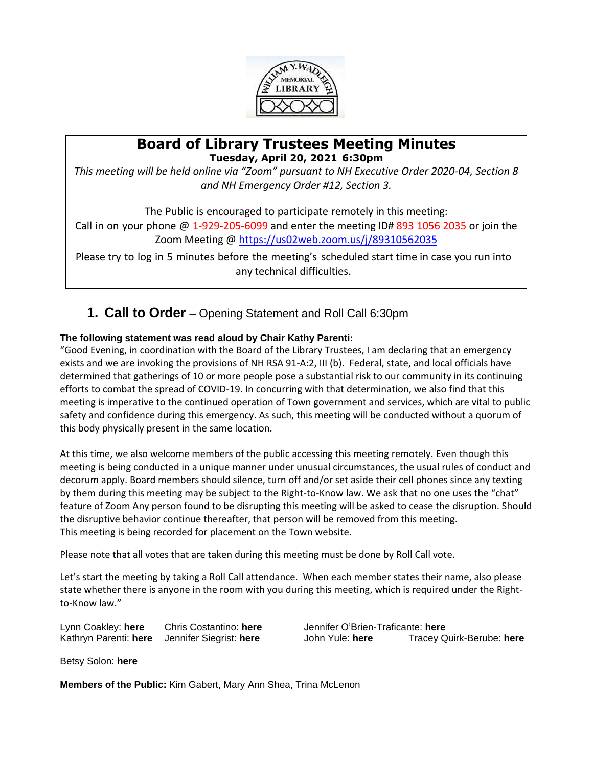# Board of Library Trustees Meeting Minutes

**Tuesday, April 20, 2021 6:30pm**

*This meeting will be held online via "Zoom" pursuant to NH Executive Order 2020-04, Section 8 and NH Emergency Order #12, Section 3.*

The Public is encouraged to participate remotely in this meeting:
Call in on your phone @ 1-929-205-6099 and enter the meeting ID# 893 1056 2035 or join the Zoom Meeting @ https://us02web.zoom.us/j/89310562035

Please try to log in 5 minutes before the meeting's scheduled start time in case you run into any technical difficulties.

## 1. Call to Order – Opening Statement and Roll Call 6:30pm

**The following statement was read aloud by Chair Kathy Parenti:**

"Good Evening, in coordination with the Board of the Library Trustees, I am declaring that an emergency exists and we are invoking the provisions of NH RSA 91-A:2, III (b). Federal, state, and local officials have determined that gatherings of 10 or more people pose a substantial risk to our community in its continuing efforts to combat the spread of COVID-19. In concurring with that determination, we also find that this meeting is imperative to the continued operation of Town government and services, which are vital to public safety and confidence during this emergency. As such, this meeting will be conducted without a quorum of this body physically present in the same location.

At this time, we also welcome members of the public accessing this meeting remotely. Even though this meeting is being conducted in a unique manner under unusual circumstances, the usual rules of conduct and decorum apply. Board members should silence, turn off and/or set aside their cell phones since any texting by them during this meeting may be subject to the Right-to-Know law. We ask that no one uses the "chat" feature of Zoom Any person found to be disrupting this meeting will be asked to cease the disruption. Should the disruptive behavior continue thereafter, that person will be removed from this meeting.
This meeting is being recorded for placement on the Town website.

Please note that all votes that are taken during this meeting must be done by Roll Call vote.

Let's start the meeting by taking a Roll Call attendance. When each member states their name, also please state whether there is anyone in the room with you during this meeting, which is required under the Right-to-Know law."

Lynn Coakley: **here**
Chris Costantino: **here**
Jennifer O'Brien-Traficante: **here**
Kathryn Parenti: **here**
Jennifer Siegrist: **here**
John Yule: **here**
Tracey Quirk-Berube: **here**
Betsy Solon: **here**

**Members of the Public:** Kim Gabert, Mary Ann Shea, Trina McLenon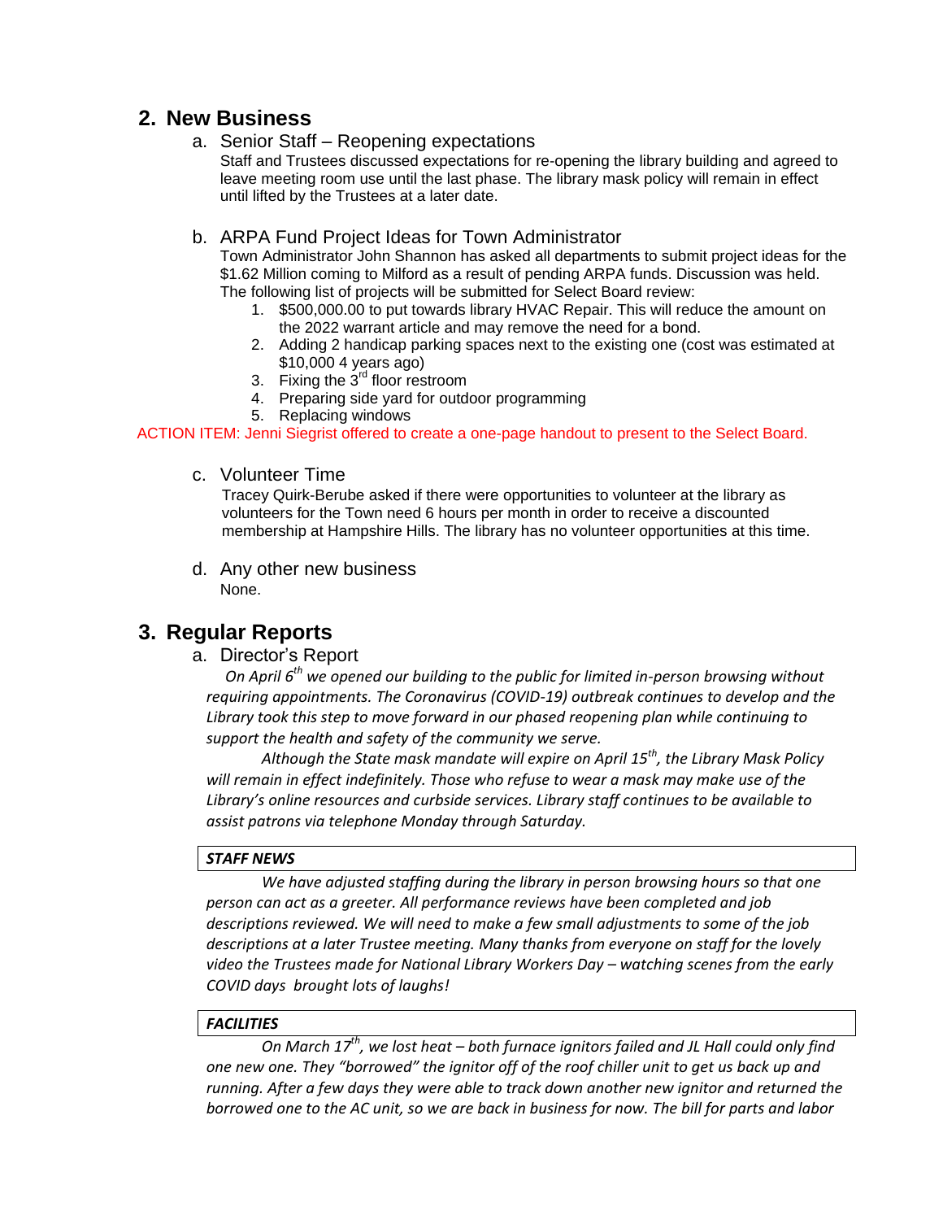## 2. New Business

### a. Senior Staff – Reopening expectations

Staff and Trustees discussed expectations for re-opening the library building and agreed to leave meeting room use until the last phase. The library mask policy will remain in effect until lifted by the Trustees at a later date.

### b. ARPA Fund Project Ideas for Town Administrator

Town Administrator John Shannon has asked all departments to submit project ideas for the $1.62 Million coming to Milford as a result of pending ARPA funds. Discussion was held. The following list of projects will be submitted for Select Board review:

1. $500,000.00 to put towards library HVAC Repair. This will reduce the amount on the 2022 warrant article and may remove the need for a bond.
2. Adding 2 handicap parking spaces next to the existing one (cost was estimated at $10,000 4 years ago)
3. Fixing the 3rd floor restroom
4. Preparing side yard for outdoor programming
5. Replacing windows

ACTION ITEM: Jenni Siegrist offered to create a one-page handout to present to the Select Board.

### c. Volunteer Time

Tracey Quirk-Berube asked if there were opportunities to volunteer at the library as volunteers for the Town need 6 hours per month in order to receive a discounted membership at Hampshire Hills. The library has no volunteer opportunities at this time.

### d. Any other new business

None.

## 3. Regular Reports

### a. Director's Report

*On April 6th we opened our building to the public for limited in-person browsing without requiring appointments. The Coronavirus (COVID-19) outbreak continues to develop and the Library took this step to move forward in our phased reopening plan while continuing to support the health and safety of the community we serve.*

*Although the State mask mandate will expire on April 15th, the Library Mask Policy will remain in effect indefinitely. Those who refuse to wear a mask may make use of the Library's online resources and curbside services. Library staff continues to be available to assist patrons via telephone Monday through Saturday.*

***STAFF NEWS***

*We have adjusted staffing during the library in person browsing hours so that one person can act as a greeter. All performance reviews have been completed and job descriptions reviewed. We will need to make a few small adjustments to some of the job descriptions at a later Trustee meeting. Many thanks from everyone on staff for the lovely video the Trustees made for National Library Workers Day – watching scenes from the early COVID days brought lots of laughs!*

***FACILITIES***

*On March 17th, we lost heat – both furnace ignitors failed and JL Hall could only find one new one. They "borrowed" the ignitor off of the roof chiller unit to get us back up and running. After a few days they were able to track down another new ignitor and returned the borrowed one to the AC unit, so we are back in business for now. The bill for parts and labor*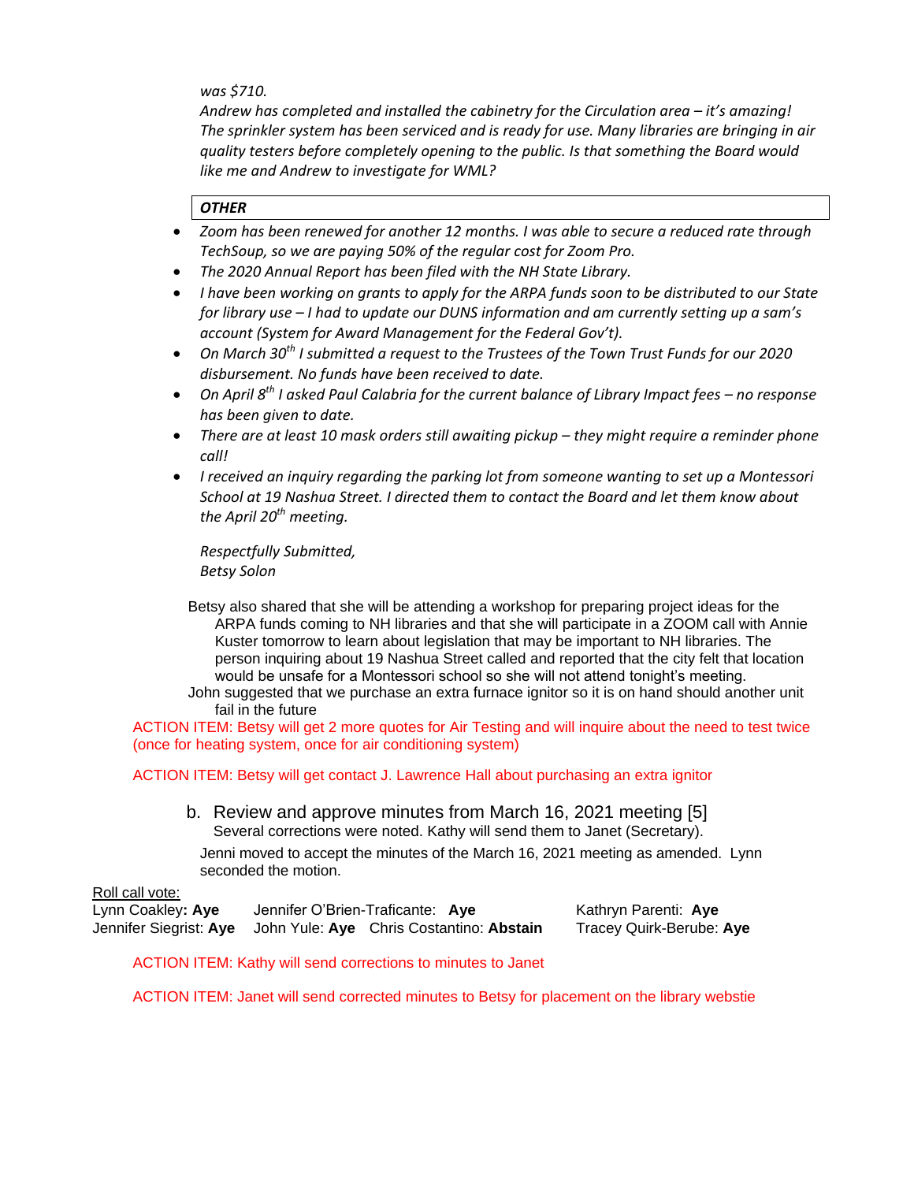*was $710.*
*Andrew has completed and installed the cabinetry for the Circulation area – it's amazing! The sprinkler system has been serviced and is ready for use. Many libraries are bringing in air quality testers before completely opening to the public. Is that something the Board would like me and Andrew to investigate for WML?*

| ***OTHER*** |
|---|

- *Zoom has been renewed for another 12 months. I was able to secure a reduced rate through TechSoup, so we are paying 50% of the regular cost for Zoom Pro.*
- *The 2020 Annual Report has been filed with the NH State Library.*
- *I have been working on grants to apply for the ARPA funds soon to be distributed to our State for library use – I had to update our DUNS information and am currently setting up a sam's account (System for Award Management for the Federal Gov't).*
- *On March 30th I submitted a request to the Trustees of the Town Trust Funds for our 2020 disbursement. No funds have been received to date.*
- *On April 8th I asked Paul Calabria for the current balance of Library Impact fees – no response has been given to date.*
- *There are at least 10 mask orders still awaiting pickup – they might require a reminder phone call!*
- *I received an inquiry regarding the parking lot from someone wanting to set up a Montessori School at 19 Nashua Street. I directed them to contact the Board and let them know about the April 20th meeting.*

*Respectfully Submitted,*
*Betsy Solon*

Betsy also shared that she will be attending a workshop for preparing project ideas for the ARPA funds coming to NH libraries and that she will participate in a ZOOM call with Annie Kuster tomorrow to learn about legislation that may be important to NH libraries. The person inquiring about 19 Nashua Street called and reported that the city felt that location would be unsafe for a Montessori school so she will not attend tonight's meeting.

John suggested that we purchase an extra furnace ignitor so it is on hand should another unit fail in the future

ACTION ITEM: Betsy will get 2 more quotes for Air Testing and will inquire about the need to test twice (once for heating system, once for air conditioning system)

ACTION ITEM: Betsy will get contact J. Lawrence Hall about purchasing an extra ignitor

b. Review and approve minutes from March 16, 2021 meeting [5]

Several corrections were noted. Kathy will send them to Janet (Secretary).

Jenni moved to accept the minutes of the March 16, 2021 meeting as amended. Lynn seconded the motion.

Roll call vote:

Lynn Coakley**: Aye** Jennifer O'Brien-Traficante: **Aye** Kathryn Parenti: **Aye**
Jennifer Siegrist: **Aye** John Yule: **Aye** Chris Costantino: **Abstain** Tracey Quirk-Berube: **Aye**

ACTION ITEM: Kathy will send corrections to minutes to Janet

ACTION ITEM: Janet will send corrected minutes to Betsy for placement on the library webstie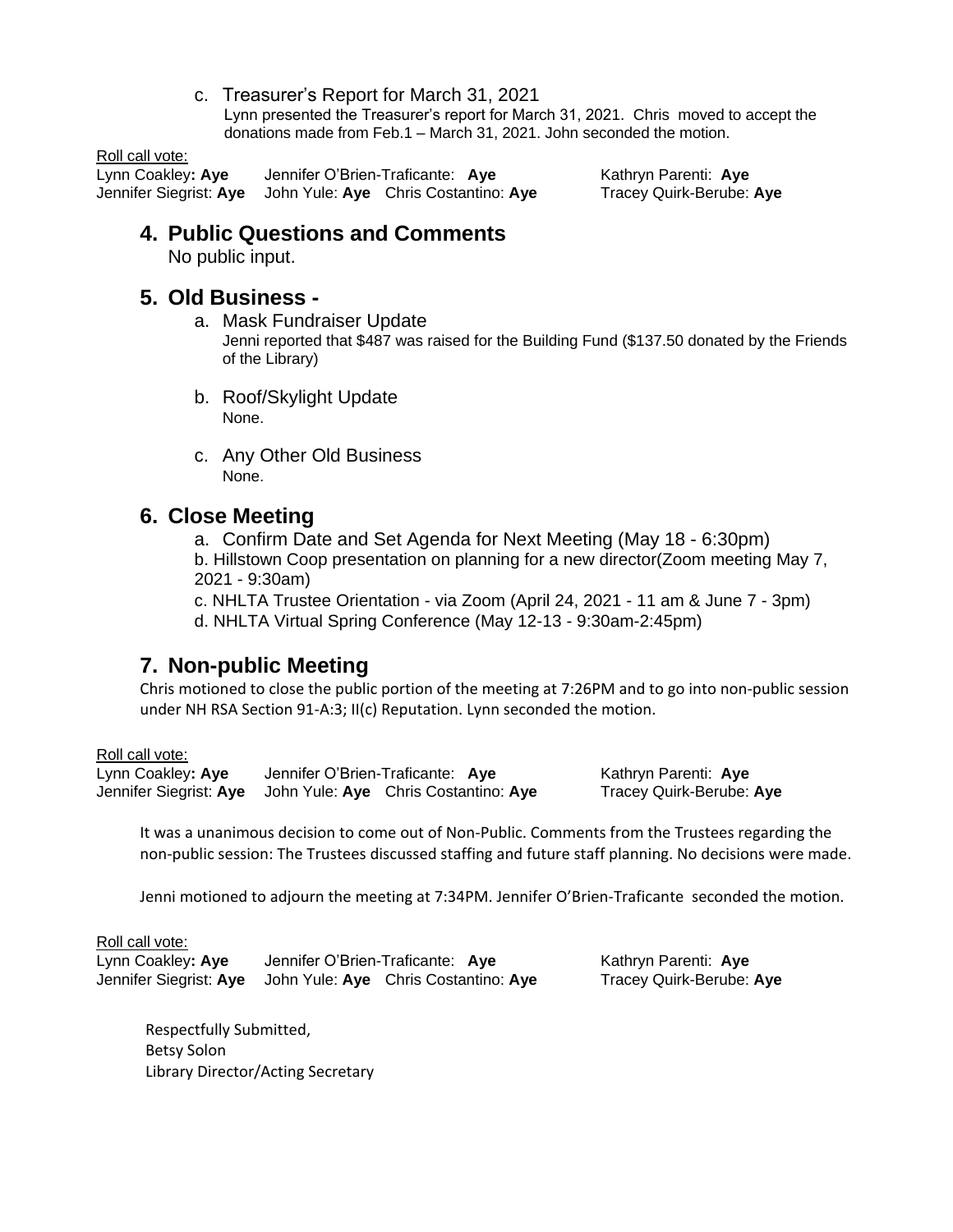c. Treasurer's Report for March 31, 2021

Lynn presented the Treasurer's report for March 31, 2021. Chris moved to accept the donations made from Feb.1 – March 31, 2021. John seconded the motion.

Roll call vote:

Lynn Coakley**: Aye** Jennifer O'Brien-Traficante: **Aye** Kathryn Parenti: **Aye**
Jennifer Siegrist: **Aye** John Yule: **Aye** Chris Costantino: **Aye** Tracey Quirk-Berube: **Aye**

## 4. Public Questions and Comments

No public input.

## 5. Old Business -

a. Mask Fundraiser Update

Jenni reported that $487 was raised for the Building Fund ($137.50 donated by the Friends of the Library)

b. Roof/Skylight Update

None.

c. Any Other Old Business

None.

## 6. Close Meeting

a. Confirm Date and Set Agenda for Next Meeting (May 18 - 6:30pm)

b. Hillstown Coop presentation on planning for a new director(Zoom meeting May 7, 2021 - 9:30am)

c. NHLTA Trustee Orientation - via Zoom (April 24, 2021 - 11 am & June 7 - 3pm)

d. NHLTA Virtual Spring Conference (May 12-13 - 9:30am-2:45pm)

## 7. Non-public Meeting

Chris motioned to close the public portion of the meeting at 7:26PM and to go into non-public session under NH RSA Section 91-A:3; II(c) Reputation. Lynn seconded the motion.

Roll call vote:

Lynn Coakley**: Aye** Jennifer O'Brien-Traficante: **Aye** Kathryn Parenti: **Aye**
Jennifer Siegrist: **Aye** John Yule: **Aye** Chris Costantino: **Aye** Tracey Quirk-Berube: **Aye**

It was a unanimous decision to come out of Non-Public. Comments from the Trustees regarding the non-public session: The Trustees discussed staffing and future staff planning. No decisions were made.

Jenni motioned to adjourn the meeting at 7:34PM. Jennifer O'Brien-Traficante seconded the motion.

Roll call vote:

Lynn Coakley**: Aye** Jennifer O'Brien-Traficante: **Aye** Kathryn Parenti: **Aye**
Jennifer Siegrist: **Aye** John Yule: **Aye** Chris Costantino: **Aye** Tracey Quirk-Berube: **Aye**

Respectfully Submitted,
Betsy Solon
Library Director/Acting Secretary